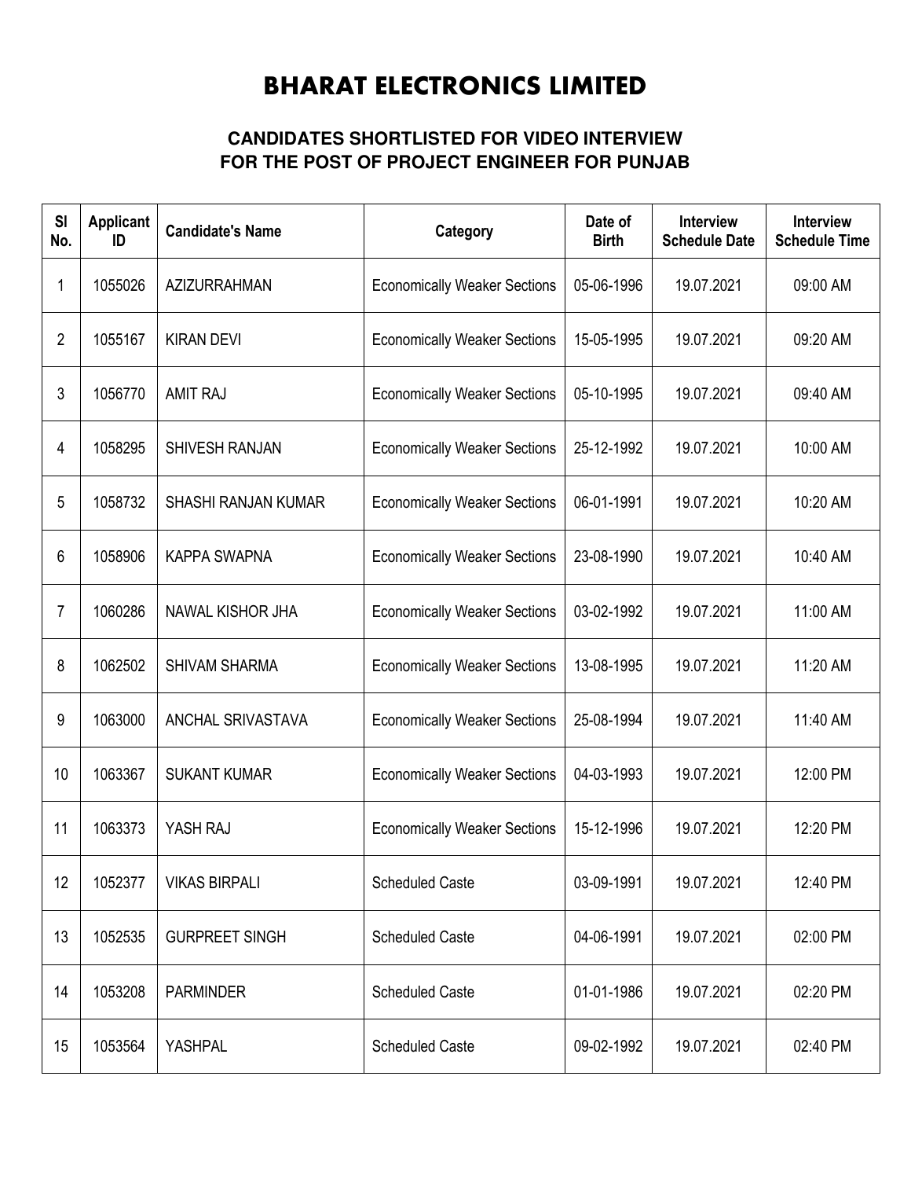# BHARAT ELECTRONICS LIMITED

## CANDIDATES SHORTLISTED FOR VIDEO INTERVIEW FOR THE POST OF PROJECT ENGINEER FOR PUNJAB

| Sl No. | Applicant ID | Candidate's Name | Category | Date of Birth | Interview Schedule Date | Interview Schedule Time |
|---|---|---|---|---|---|---|
| 1 | 1055026 | AZIZURRAHMAN | Economically Weaker Sections | 05-06-1996 | 19.07.2021 | 09:00 AM |
| 2 | 1055167 | KIRAN DEVI | Economically Weaker Sections | 15-05-1995 | 19.07.2021 | 09:20 AM |
| 3 | 1056770 | AMIT RAJ | Economically Weaker Sections | 05-10-1995 | 19.07.2021 | 09:40 AM |
| 4 | 1058295 | SHIVESH RANJAN | Economically Weaker Sections | 25-12-1992 | 19.07.2021 | 10:00 AM |
| 5 | 1058732 | SHASHI RANJAN KUMAR | Economically Weaker Sections | 06-01-1991 | 19.07.2021 | 10:20 AM |
| 6 | 1058906 | KAPPA SWAPNA | Economically Weaker Sections | 23-08-1990 | 19.07.2021 | 10:40 AM |
| 7 | 1060286 | NAWAL KISHOR JHA | Economically Weaker Sections | 03-02-1992 | 19.07.2021 | 11:00 AM |
| 8 | 1062502 | SHIVAM SHARMA | Economically Weaker Sections | 13-08-1995 | 19.07.2021 | 11:20 AM |
| 9 | 1063000 | ANCHAL SRIVASTAVA | Economically Weaker Sections | 25-08-1994 | 19.07.2021 | 11:40 AM |
| 10 | 1063367 | SUKANT KUMAR | Economically Weaker Sections | 04-03-1993 | 19.07.2021 | 12:00 PM |
| 11 | 1063373 | YASH RAJ | Economically Weaker Sections | 15-12-1996 | 19.07.2021 | 12:20 PM |
| 12 | 1052377 | VIKAS BIRPALI | Scheduled Caste | 03-09-1991 | 19.07.2021 | 12:40 PM |
| 13 | 1052535 | GURPREET SINGH | Scheduled Caste | 04-06-1991 | 19.07.2021 | 02:00 PM |
| 14 | 1053208 | PARMINDER | Scheduled Caste | 01-01-1986 | 19.07.2021 | 02:20 PM |
| 15 | 1053564 | YASHPAL | Scheduled Caste | 09-02-1992 | 19.07.2021 | 02:40 PM |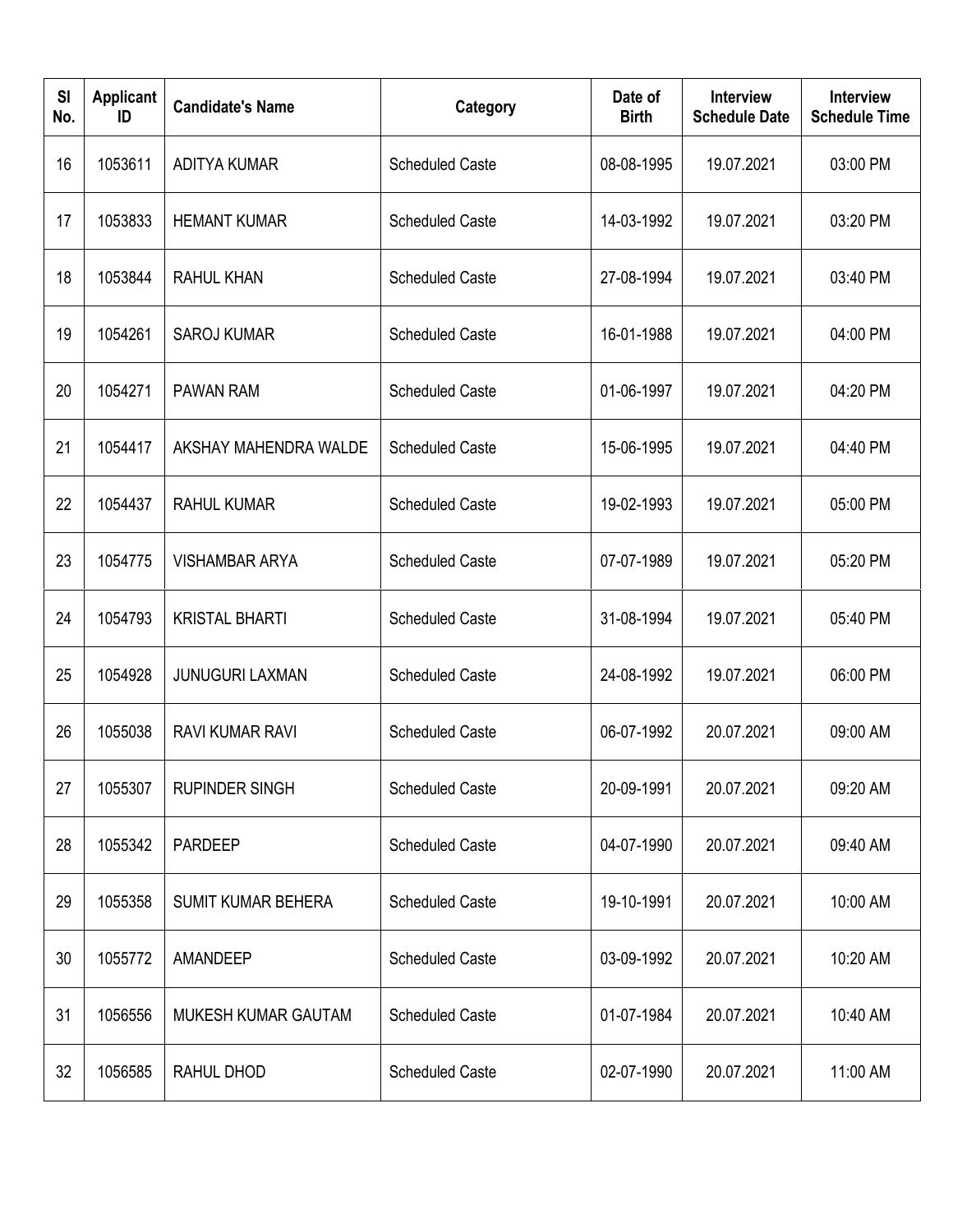| Sl No. | Applicant ID | Candidate's Name | Category | Date of Birth | Interview Schedule Date | Interview Schedule Time |
|---|---|---|---|---|---|---|
| 16 | 1053611 | ADITYA KUMAR | Scheduled Caste | 08-08-1995 | 19.07.2021 | 03:00 PM |
| 17 | 1053833 | HEMANT KUMAR | Scheduled Caste | 14-03-1992 | 19.07.2021 | 03:20 PM |
| 18 | 1053844 | RAHUL KHAN | Scheduled Caste | 27-08-1994 | 19.07.2021 | 03:40 PM |
| 19 | 1054261 | SAROJ KUMAR | Scheduled Caste | 16-01-1988 | 19.07.2021 | 04:00 PM |
| 20 | 1054271 | PAWAN RAM | Scheduled Caste | 01-06-1997 | 19.07.2021 | 04:20 PM |
| 21 | 1054417 | AKSHAY MAHENDRA WALDE | Scheduled Caste | 15-06-1995 | 19.07.2021 | 04:40 PM |
| 22 | 1054437 | RAHUL KUMAR | Scheduled Caste | 19-02-1993 | 19.07.2021 | 05:00 PM |
| 23 | 1054775 | VISHAMBAR ARYA | Scheduled Caste | 07-07-1989 | 19.07.2021 | 05:20 PM |
| 24 | 1054793 | KRISTAL BHARTI | Scheduled Caste | 31-08-1994 | 19.07.2021 | 05:40 PM |
| 25 | 1054928 | JUNUGURI LAXMAN | Scheduled Caste | 24-08-1992 | 19.07.2021 | 06:00 PM |
| 26 | 1055038 | RAVI KUMAR RAVI | Scheduled Caste | 06-07-1992 | 20.07.2021 | 09:00 AM |
| 27 | 1055307 | RUPINDER SINGH | Scheduled Caste | 20-09-1991 | 20.07.2021 | 09:20 AM |
| 28 | 1055342 | PARDEEP | Scheduled Caste | 04-07-1990 | 20.07.2021 | 09:40 AM |
| 29 | 1055358 | SUMIT KUMAR BEHERA | Scheduled Caste | 19-10-1991 | 20.07.2021 | 10:00 AM |
| 30 | 1055772 | AMANDEEP | Scheduled Caste | 03-09-1992 | 20.07.2021 | 10:20 AM |
| 31 | 1056556 | MUKESH KUMAR GAUTAM | Scheduled Caste | 01-07-1984 | 20.07.2021 | 10:40 AM |
| 32 | 1056585 | RAHUL DHOD | Scheduled Caste | 02-07-1990 | 20.07.2021 | 11:00 AM |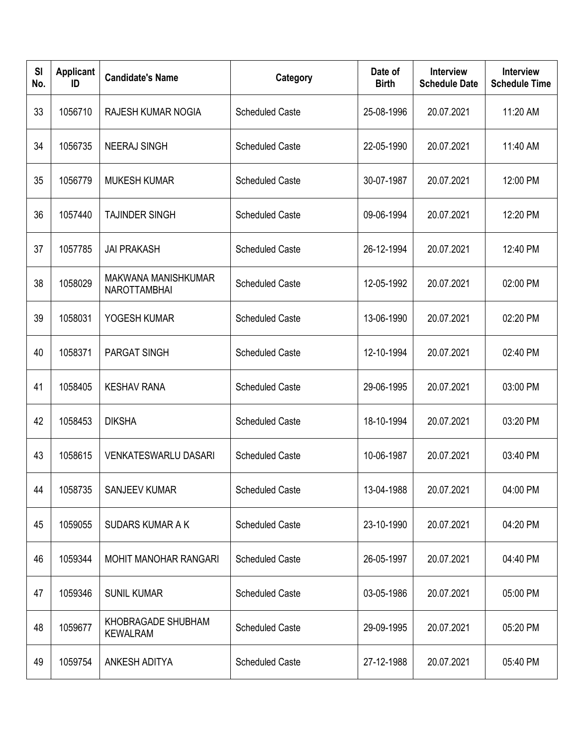| Sl No. | Applicant ID | Candidate's Name | Category | Date of Birth | Interview Schedule Date | Interview Schedule Time |
|---|---|---|---|---|---|---|
| 33 | 1056710 | RAJESH KUMAR NOGIA | Scheduled Caste | 25-08-1996 | 20.07.2021 | 11:20 AM |
| 34 | 1056735 | NEERAJ SINGH | Scheduled Caste | 22-05-1990 | 20.07.2021 | 11:40 AM |
| 35 | 1056779 | MUKESH KUMAR | Scheduled Caste | 30-07-1987 | 20.07.2021 | 12:00 PM |
| 36 | 1057440 | TAJINDER SINGH | Scheduled Caste | 09-06-1994 | 20.07.2021 | 12:20 PM |
| 37 | 1057785 | JAI PRAKASH | Scheduled Caste | 26-12-1994 | 20.07.2021 | 12:40 PM |
| 38 | 1058029 | MAKWANA MANISHKUMAR NAROTTAMBHAI | Scheduled Caste | 12-05-1992 | 20.07.2021 | 02:00 PM |
| 39 | 1058031 | YOGESH KUMAR | Scheduled Caste | 13-06-1990 | 20.07.2021 | 02:20 PM |
| 40 | 1058371 | PARGAT SINGH | Scheduled Caste | 12-10-1994 | 20.07.2021 | 02:40 PM |
| 41 | 1058405 | KESHAV RANA | Scheduled Caste | 29-06-1995 | 20.07.2021 | 03:00 PM |
| 42 | 1058453 | DIKSHA | Scheduled Caste | 18-10-1994 | 20.07.2021 | 03:20 PM |
| 43 | 1058615 | VENKATESWARLU DASARI | Scheduled Caste | 10-06-1987 | 20.07.2021 | 03:40 PM |
| 44 | 1058735 | SANJEEV KUMAR | Scheduled Caste | 13-04-1988 | 20.07.2021 | 04:00 PM |
| 45 | 1059055 | SUDARS KUMAR A K | Scheduled Caste | 23-10-1990 | 20.07.2021 | 04:20 PM |
| 46 | 1059344 | MOHIT MANOHAR RANGARI | Scheduled Caste | 26-05-1997 | 20.07.2021 | 04:40 PM |
| 47 | 1059346 | SUNIL KUMAR | Scheduled Caste | 03-05-1986 | 20.07.2021 | 05:00 PM |
| 48 | 1059677 | KHOBRAGADE SHUBHAM KEWALRAM | Scheduled Caste | 29-09-1995 | 20.07.2021 | 05:20 PM |
| 49 | 1059754 | ANKESH ADITYA | Scheduled Caste | 27-12-1988 | 20.07.2021 | 05:40 PM |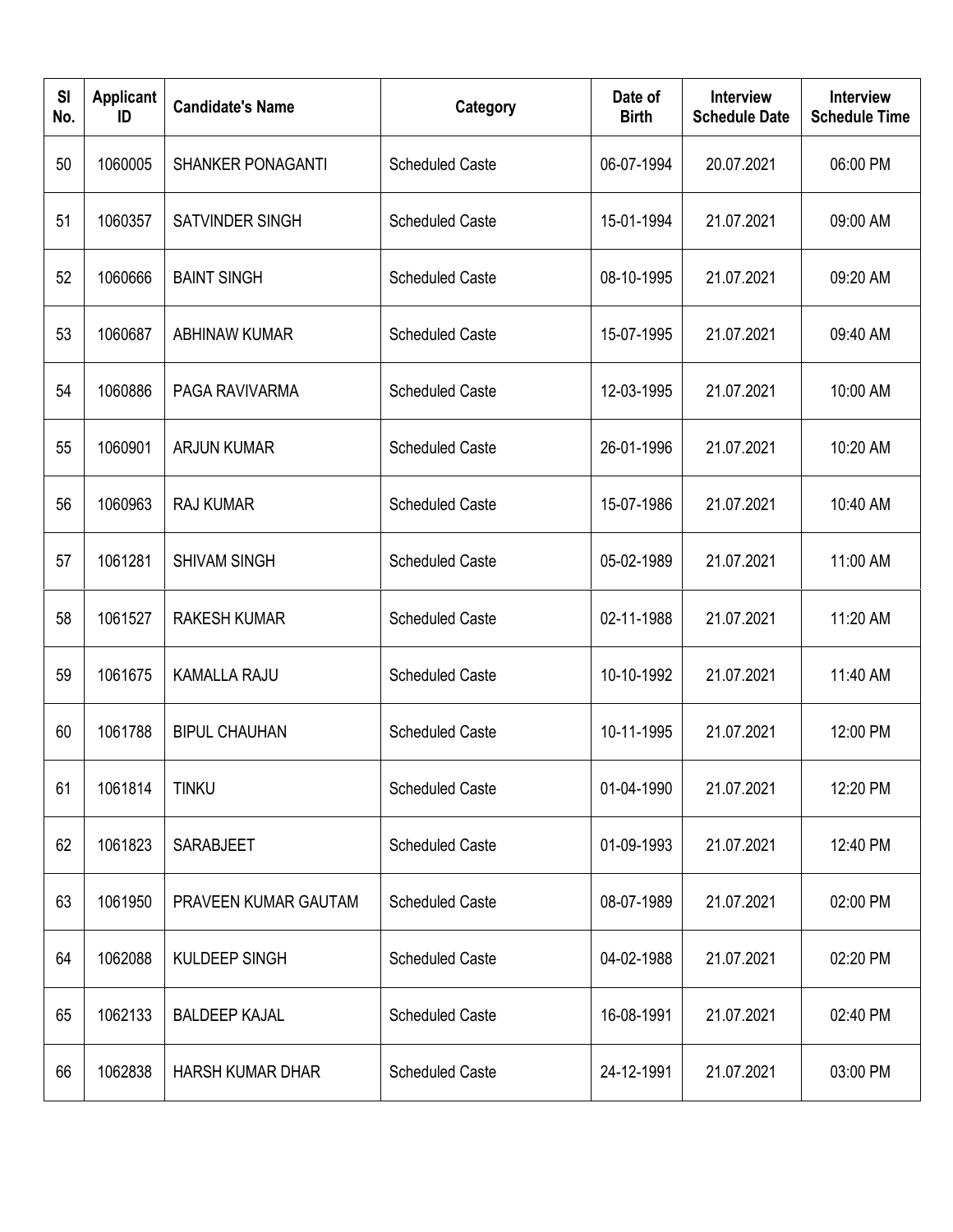| Sl No. | Applicant ID | Candidate's Name | Category | Date of Birth | Interview Schedule Date | Interview Schedule Time |
|---|---|---|---|---|---|---|
| 50 | 1060005 | SHANKER PONAGANTI | Scheduled Caste | 06-07-1994 | 20.07.2021 | 06:00 PM |
| 51 | 1060357 | SATVINDER SINGH | Scheduled Caste | 15-01-1994 | 21.07.2021 | 09:00 AM |
| 52 | 1060666 | BAINT SINGH | Scheduled Caste | 08-10-1995 | 21.07.2021 | 09:20 AM |
| 53 | 1060687 | ABHINAW KUMAR | Scheduled Caste | 15-07-1995 | 21.07.2021 | 09:40 AM |
| 54 | 1060886 | PAGA RAVIVARMA | Scheduled Caste | 12-03-1995 | 21.07.2021 | 10:00 AM |
| 55 | 1060901 | ARJUN KUMAR | Scheduled Caste | 26-01-1996 | 21.07.2021 | 10:20 AM |
| 56 | 1060963 | RAJ KUMAR | Scheduled Caste | 15-07-1986 | 21.07.2021 | 10:40 AM |
| 57 | 1061281 | SHIVAM SINGH | Scheduled Caste | 05-02-1989 | 21.07.2021 | 11:00 AM |
| 58 | 1061527 | RAKESH KUMAR | Scheduled Caste | 02-11-1988 | 21.07.2021 | 11:20 AM |
| 59 | 1061675 | KAMALLA RAJU | Scheduled Caste | 10-10-1992 | 21.07.2021 | 11:40 AM |
| 60 | 1061788 | BIPUL CHAUHAN | Scheduled Caste | 10-11-1995 | 21.07.2021 | 12:00 PM |
| 61 | 1061814 | TINKU | Scheduled Caste | 01-04-1990 | 21.07.2021 | 12:20 PM |
| 62 | 1061823 | SARABJEET | Scheduled Caste | 01-09-1993 | 21.07.2021 | 12:40 PM |
| 63 | 1061950 | PRAVEEN KUMAR GAUTAM | Scheduled Caste | 08-07-1989 | 21.07.2021 | 02:00 PM |
| 64 | 1062088 | KULDEEP SINGH | Scheduled Caste | 04-02-1988 | 21.07.2021 | 02:20 PM |
| 65 | 1062133 | BALDEEP KAJAL | Scheduled Caste | 16-08-1991 | 21.07.2021 | 02:40 PM |
| 66 | 1062838 | HARSH KUMAR DHAR | Scheduled Caste | 24-12-1991 | 21.07.2021 | 03:00 PM |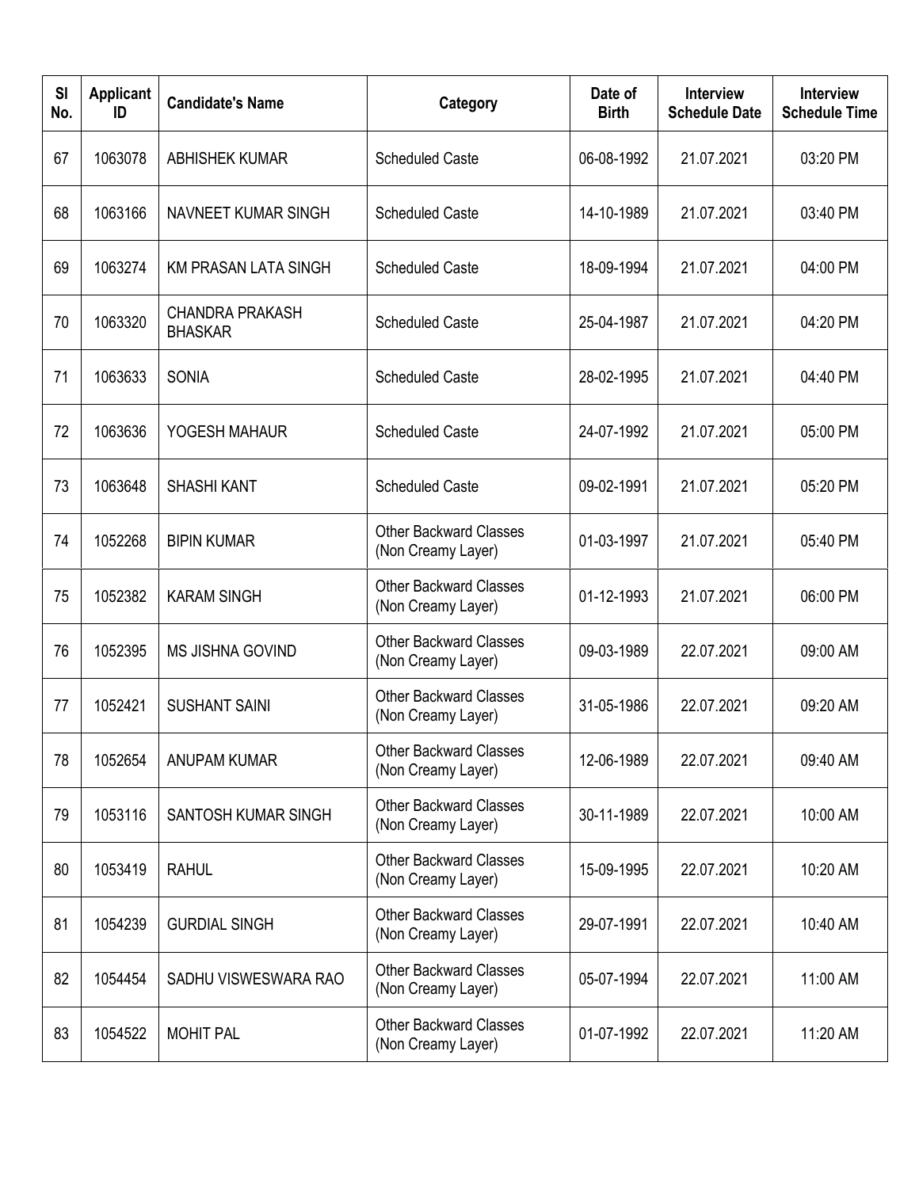| Sl No. | Applicant ID | Candidate's Name | Category | Date of Birth | Interview Schedule Date | Interview Schedule Time |
|---|---|---|---|---|---|---|
| 67 | 1063078 | ABHISHEK KUMAR | Scheduled Caste | 06-08-1992 | 21.07.2021 | 03:20 PM |
| 68 | 1063166 | NAVNEET KUMAR SINGH | Scheduled Caste | 14-10-1989 | 21.07.2021 | 03:40 PM |
| 69 | 1063274 | KM PRASAN LATA SINGH | Scheduled Caste | 18-09-1994 | 21.07.2021 | 04:00 PM |
| 70 | 1063320 | CHANDRA PRAKASH BHASKAR | Scheduled Caste | 25-04-1987 | 21.07.2021 | 04:20 PM |
| 71 | 1063633 | SONIA | Scheduled Caste | 28-02-1995 | 21.07.2021 | 04:40 PM |
| 72 | 1063636 | YOGESH MAHAUR | Scheduled Caste | 24-07-1992 | 21.07.2021 | 05:00 PM |
| 73 | 1063648 | SHASHI KANT | Scheduled Caste | 09-02-1991 | 21.07.2021 | 05:20 PM |
| 74 | 1052268 | BIPIN KUMAR | Other Backward Classes (Non Creamy Layer) | 01-03-1997 | 21.07.2021 | 05:40 PM |
| 75 | 1052382 | KARAM SINGH | Other Backward Classes (Non Creamy Layer) | 01-12-1993 | 21.07.2021 | 06:00 PM |
| 76 | 1052395 | MS JISHNA GOVIND | Other Backward Classes (Non Creamy Layer) | 09-03-1989 | 22.07.2021 | 09:00 AM |
| 77 | 1052421 | SUSHANT SAINI | Other Backward Classes (Non Creamy Layer) | 31-05-1986 | 22.07.2021 | 09:20 AM |
| 78 | 1052654 | ANUPAM KUMAR | Other Backward Classes (Non Creamy Layer) | 12-06-1989 | 22.07.2021 | 09:40 AM |
| 79 | 1053116 | SANTOSH KUMAR SINGH | Other Backward Classes (Non Creamy Layer) | 30-11-1989 | 22.07.2021 | 10:00 AM |
| 80 | 1053419 | RAHUL | Other Backward Classes (Non Creamy Layer) | 15-09-1995 | 22.07.2021 | 10:20 AM |
| 81 | 1054239 | GURDIAL SINGH | Other Backward Classes (Non Creamy Layer) | 29-07-1991 | 22.07.2021 | 10:40 AM |
| 82 | 1054454 | SADHU VISWESWARA RAO | Other Backward Classes (Non Creamy Layer) | 05-07-1994 | 22.07.2021 | 11:00 AM |
| 83 | 1054522 | MOHIT PAL | Other Backward Classes (Non Creamy Layer) | 01-07-1992 | 22.07.2021 | 11:20 AM |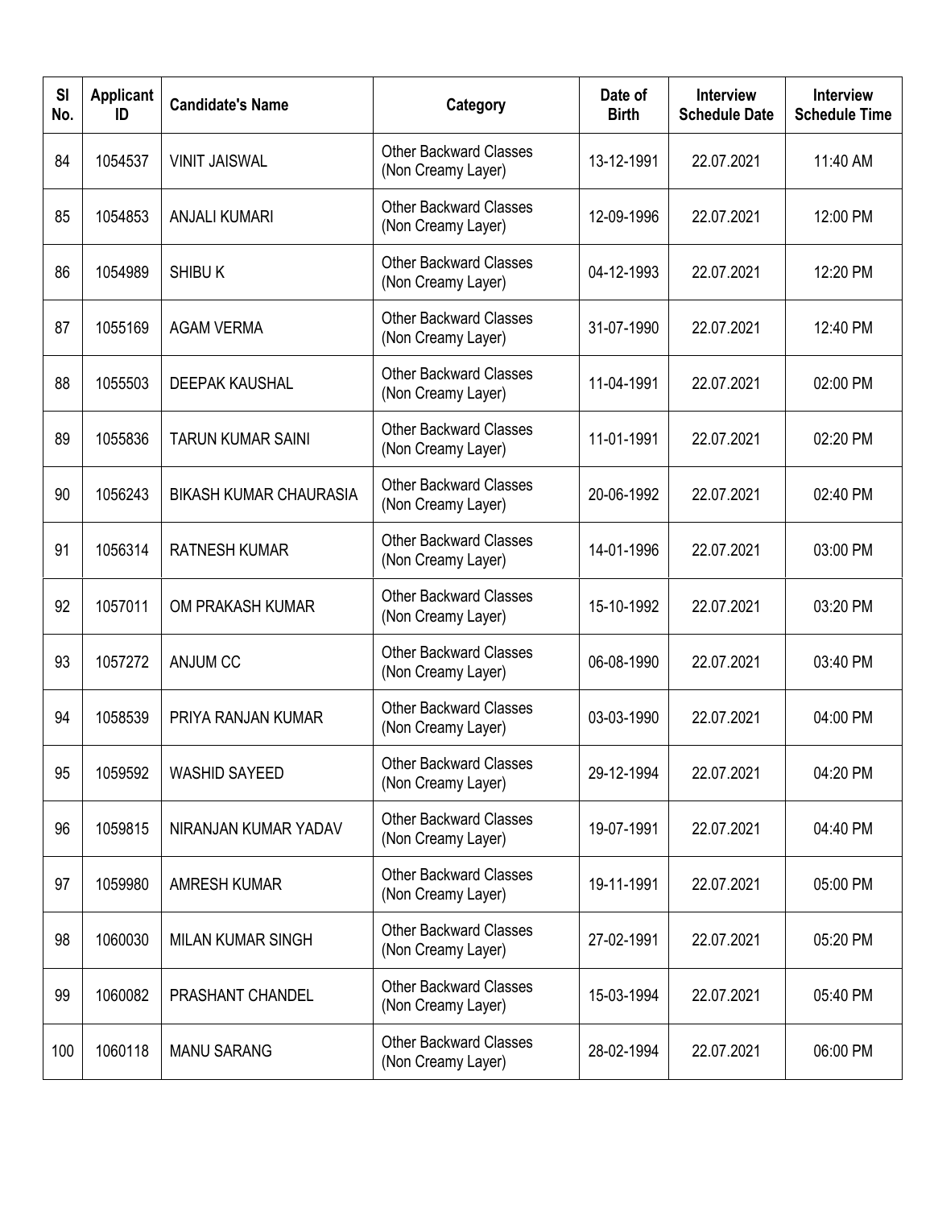| Sl No. | Applicant ID | Candidate's Name | Category | Date of Birth | Interview Schedule Date | Interview Schedule Time |
|---|---|---|---|---|---|---|
| 84 | 1054537 | VINIT JAISWAL | Other Backward Classes (Non Creamy Layer) | 13-12-1991 | 22.07.2021 | 11:40 AM |
| 85 | 1054853 | ANJALI KUMARI | Other Backward Classes (Non Creamy Layer) | 12-09-1996 | 22.07.2021 | 12:00 PM |
| 86 | 1054989 | SHIBU K | Other Backward Classes (Non Creamy Layer) | 04-12-1993 | 22.07.2021 | 12:20 PM |
| 87 | 1055169 | AGAM VERMA | Other Backward Classes (Non Creamy Layer) | 31-07-1990 | 22.07.2021 | 12:40 PM |
| 88 | 1055503 | DEEPAK KAUSHAL | Other Backward Classes (Non Creamy Layer) | 11-04-1991 | 22.07.2021 | 02:00 PM |
| 89 | 1055836 | TARUN KUMAR SAINI | Other Backward Classes (Non Creamy Layer) | 11-01-1991 | 22.07.2021 | 02:20 PM |
| 90 | 1056243 | BIKASH KUMAR CHAURASIA | Other Backward Classes (Non Creamy Layer) | 20-06-1992 | 22.07.2021 | 02:40 PM |
| 91 | 1056314 | RATNESH KUMAR | Other Backward Classes (Non Creamy Layer) | 14-01-1996 | 22.07.2021 | 03:00 PM |
| 92 | 1057011 | OM PRAKASH KUMAR | Other Backward Classes (Non Creamy Layer) | 15-10-1992 | 22.07.2021 | 03:20 PM |
| 93 | 1057272 | ANJUM CC | Other Backward Classes (Non Creamy Layer) | 06-08-1990 | 22.07.2021 | 03:40 PM |
| 94 | 1058539 | PRIYA RANJAN KUMAR | Other Backward Classes (Non Creamy Layer) | 03-03-1990 | 22.07.2021 | 04:00 PM |
| 95 | 1059592 | WASHID SAYEED | Other Backward Classes (Non Creamy Layer) | 29-12-1994 | 22.07.2021 | 04:20 PM |
| 96 | 1059815 | NIRANJAN KUMAR YADAV | Other Backward Classes (Non Creamy Layer) | 19-07-1991 | 22.07.2021 | 04:40 PM |
| 97 | 1059980 | AMRESH KUMAR | Other Backward Classes (Non Creamy Layer) | 19-11-1991 | 22.07.2021 | 05:00 PM |
| 98 | 1060030 | MILAN KUMAR SINGH | Other Backward Classes (Non Creamy Layer) | 27-02-1991 | 22.07.2021 | 05:20 PM |
| 99 | 1060082 | PRASHANT CHANDEL | Other Backward Classes (Non Creamy Layer) | 15-03-1994 | 22.07.2021 | 05:40 PM |
| 100 | 1060118 | MANU SARANG | Other Backward Classes (Non Creamy Layer) | 28-02-1994 | 22.07.2021 | 06:00 PM |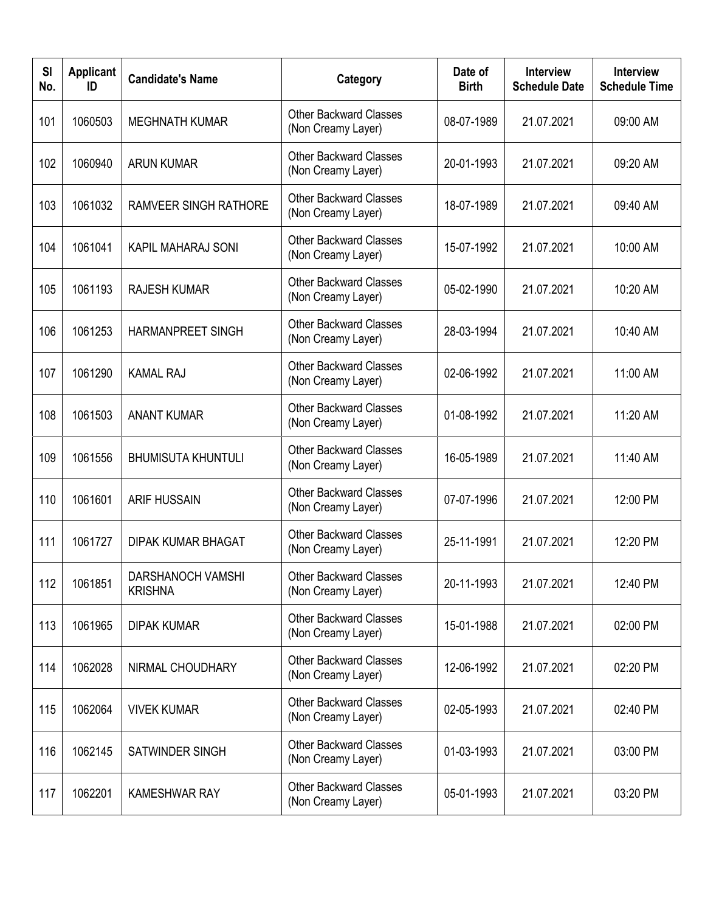| Sl No. | Applicant ID | Candidate's Name | Category | Date of Birth | Interview Schedule Date | Interview Schedule Time |
|---|---|---|---|---|---|---|
| 101 | 1060503 | MEGHNATH KUMAR | Other Backward Classes (Non Creamy Layer) | 08-07-1989 | 21.07.2021 | 09:00 AM |
| 102 | 1060940 | ARUN KUMAR | Other Backward Classes (Non Creamy Layer) | 20-01-1993 | 21.07.2021 | 09:20 AM |
| 103 | 1061032 | RAMVEER SINGH RATHORE | Other Backward Classes (Non Creamy Layer) | 18-07-1989 | 21.07.2021 | 09:40 AM |
| 104 | 1061041 | KAPIL MAHARAJ SONI | Other Backward Classes (Non Creamy Layer) | 15-07-1992 | 21.07.2021 | 10:00 AM |
| 105 | 1061193 | RAJESH KUMAR | Other Backward Classes (Non Creamy Layer) | 05-02-1990 | 21.07.2021 | 10:20 AM |
| 106 | 1061253 | HARMANPREET SINGH | Other Backward Classes (Non Creamy Layer) | 28-03-1994 | 21.07.2021 | 10:40 AM |
| 107 | 1061290 | KAMAL RAJ | Other Backward Classes (Non Creamy Layer) | 02-06-1992 | 21.07.2021 | 11:00 AM |
| 108 | 1061503 | ANANT KUMAR | Other Backward Classes (Non Creamy Layer) | 01-08-1992 | 21.07.2021 | 11:20 AM |
| 109 | 1061556 | BHUMISUTA KHUNTULI | Other Backward Classes (Non Creamy Layer) | 16-05-1989 | 21.07.2021 | 11:40 AM |
| 110 | 1061601 | ARIF HUSSAIN | Other Backward Classes (Non Creamy Layer) | 07-07-1996 | 21.07.2021 | 12:00 PM |
| 111 | 1061727 | DIPAK KUMAR BHAGAT | Other Backward Classes (Non Creamy Layer) | 25-11-1991 | 21.07.2021 | 12:20 PM |
| 112 | 1061851 | DARSHANOCH VAMSHI KRISHNA | Other Backward Classes (Non Creamy Layer) | 20-11-1993 | 21.07.2021 | 12:40 PM |
| 113 | 1061965 | DIPAK KUMAR | Other Backward Classes (Non Creamy Layer) | 15-01-1988 | 21.07.2021 | 02:00 PM |
| 114 | 1062028 | NIRMAL CHOUDHARY | Other Backward Classes (Non Creamy Layer) | 12-06-1992 | 21.07.2021 | 02:20 PM |
| 115 | 1062064 | VIVEK KUMAR | Other Backward Classes (Non Creamy Layer) | 02-05-1993 | 21.07.2021 | 02:40 PM |
| 116 | 1062145 | SATWINDER SINGH | Other Backward Classes (Non Creamy Layer) | 01-03-1993 | 21.07.2021 | 03:00 PM |
| 117 | 1062201 | KAMESHWAR RAY | Other Backward Classes (Non Creamy Layer) | 05-01-1993 | 21.07.2021 | 03:20 PM |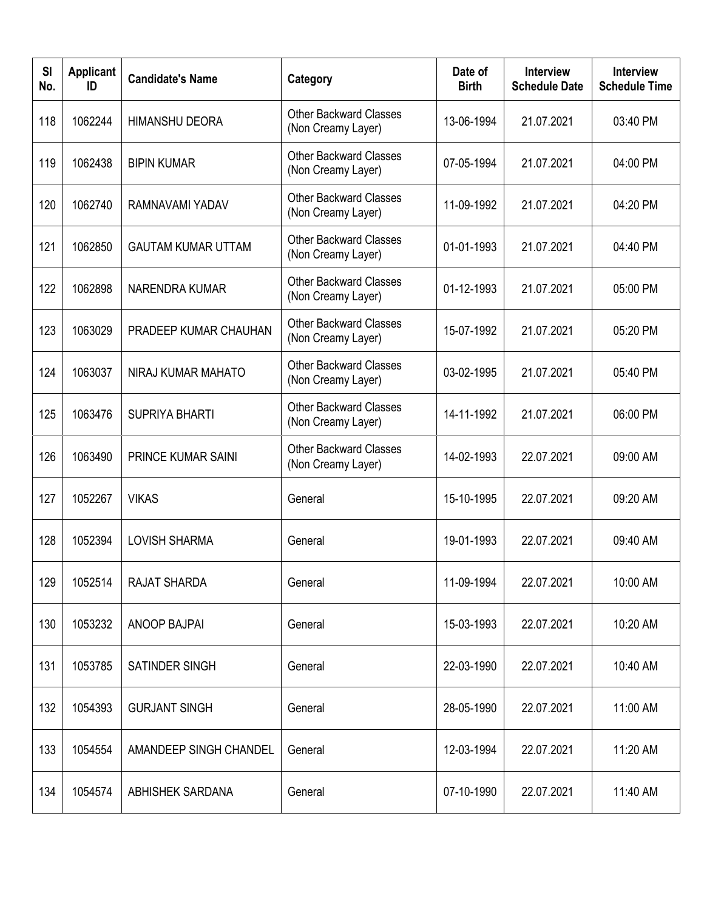| Sl No. | Applicant ID | Candidate's Name | Category | Date of Birth | Interview Schedule Date | Interview Schedule Time |
|---|---|---|---|---|---|---|
| 118 | 1062244 | HIMANSHU DEORA | Other Backward Classes (Non Creamy Layer) | 13-06-1994 | 21.07.2021 | 03:40 PM |
| 119 | 1062438 | BIPIN KUMAR | Other Backward Classes (Non Creamy Layer) | 07-05-1994 | 21.07.2021 | 04:00 PM |
| 120 | 1062740 | RAMNAVAMI YADAV | Other Backward Classes (Non Creamy Layer) | 11-09-1992 | 21.07.2021 | 04:20 PM |
| 121 | 1062850 | GAUTAM KUMAR UTTAM | Other Backward Classes (Non Creamy Layer) | 01-01-1993 | 21.07.2021 | 04:40 PM |
| 122 | 1062898 | NARENDRA KUMAR | Other Backward Classes (Non Creamy Layer) | 01-12-1993 | 21.07.2021 | 05:00 PM |
| 123 | 1063029 | PRADEEP KUMAR CHAUHAN | Other Backward Classes (Non Creamy Layer) | 15-07-1992 | 21.07.2021 | 05:20 PM |
| 124 | 1063037 | NIRAJ KUMAR MAHATO | Other Backward Classes (Non Creamy Layer) | 03-02-1995 | 21.07.2021 | 05:40 PM |
| 125 | 1063476 | SUPRIYA BHARTI | Other Backward Classes (Non Creamy Layer) | 14-11-1992 | 21.07.2021 | 06:00 PM |
| 126 | 1063490 | PRINCE KUMAR SAINI | Other Backward Classes (Non Creamy Layer) | 14-02-1993 | 22.07.2021 | 09:00 AM |
| 127 | 1052267 | VIKAS | General | 15-10-1995 | 22.07.2021 | 09:20 AM |
| 128 | 1052394 | LOVISH SHARMA | General | 19-01-1993 | 22.07.2021 | 09:40 AM |
| 129 | 1052514 | RAJAT SHARDA | General | 11-09-1994 | 22.07.2021 | 10:00 AM |
| 130 | 1053232 | ANOOP BAJPAI | General | 15-03-1993 | 22.07.2021 | 10:20 AM |
| 131 | 1053785 | SATINDER SINGH | General | 22-03-1990 | 22.07.2021 | 10:40 AM |
| 132 | 1054393 | GURJANT SINGH | General | 28-05-1990 | 22.07.2021 | 11:00 AM |
| 133 | 1054554 | AMANDEEP SINGH CHANDEL | General | 12-03-1994 | 22.07.2021 | 11:20 AM |
| 134 | 1054574 | ABHISHEK SARDANA | General | 07-10-1990 | 22.07.2021 | 11:40 AM |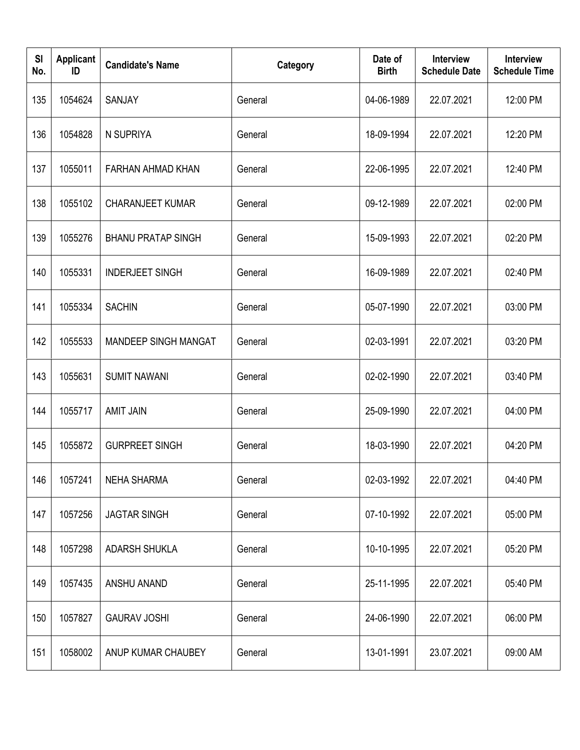| Sl No. | Applicant ID | Candidate's Name | Category | Date of Birth | Interview Schedule Date | Interview Schedule Time |
|---|---|---|---|---|---|---|
| 135 | 1054624 | SANJAY | General | 04-06-1989 | 22.07.2021 | 12:00 PM |
| 136 | 1054828 | N SUPRIYA | General | 18-09-1994 | 22.07.2021 | 12:20 PM |
| 137 | 1055011 | FARHAN AHMAD KHAN | General | 22-06-1995 | 22.07.2021 | 12:40 PM |
| 138 | 1055102 | CHARANJEET KUMAR | General | 09-12-1989 | 22.07.2021 | 02:00 PM |
| 139 | 1055276 | BHANU PRATAP SINGH | General | 15-09-1993 | 22.07.2021 | 02:20 PM |
| 140 | 1055331 | INDERJEET SINGH | General | 16-09-1989 | 22.07.2021 | 02:40 PM |
| 141 | 1055334 | SACHIN | General | 05-07-1990 | 22.07.2021 | 03:00 PM |
| 142 | 1055533 | MANDEEP SINGH MANGAT | General | 02-03-1991 | 22.07.2021 | 03:20 PM |
| 143 | 1055631 | SUMIT NAWANI | General | 02-02-1990 | 22.07.2021 | 03:40 PM |
| 144 | 1055717 | AMIT JAIN | General | 25-09-1990 | 22.07.2021 | 04:00 PM |
| 145 | 1055872 | GURPREET SINGH | General | 18-03-1990 | 22.07.2021 | 04:20 PM |
| 146 | 1057241 | NEHA SHARMA | General | 02-03-1992 | 22.07.2021 | 04:40 PM |
| 147 | 1057256 | JAGTAR SINGH | General | 07-10-1992 | 22.07.2021 | 05:00 PM |
| 148 | 1057298 | ADARSH SHUKLA | General | 10-10-1995 | 22.07.2021 | 05:20 PM |
| 149 | 1057435 | ANSHU ANAND | General | 25-11-1995 | 22.07.2021 | 05:40 PM |
| 150 | 1057827 | GAURAV JOSHI | General | 24-06-1990 | 22.07.2021 | 06:00 PM |
| 151 | 1058002 | ANUP KUMAR CHAUBEY | General | 13-01-1991 | 23.07.2021 | 09:00 AM |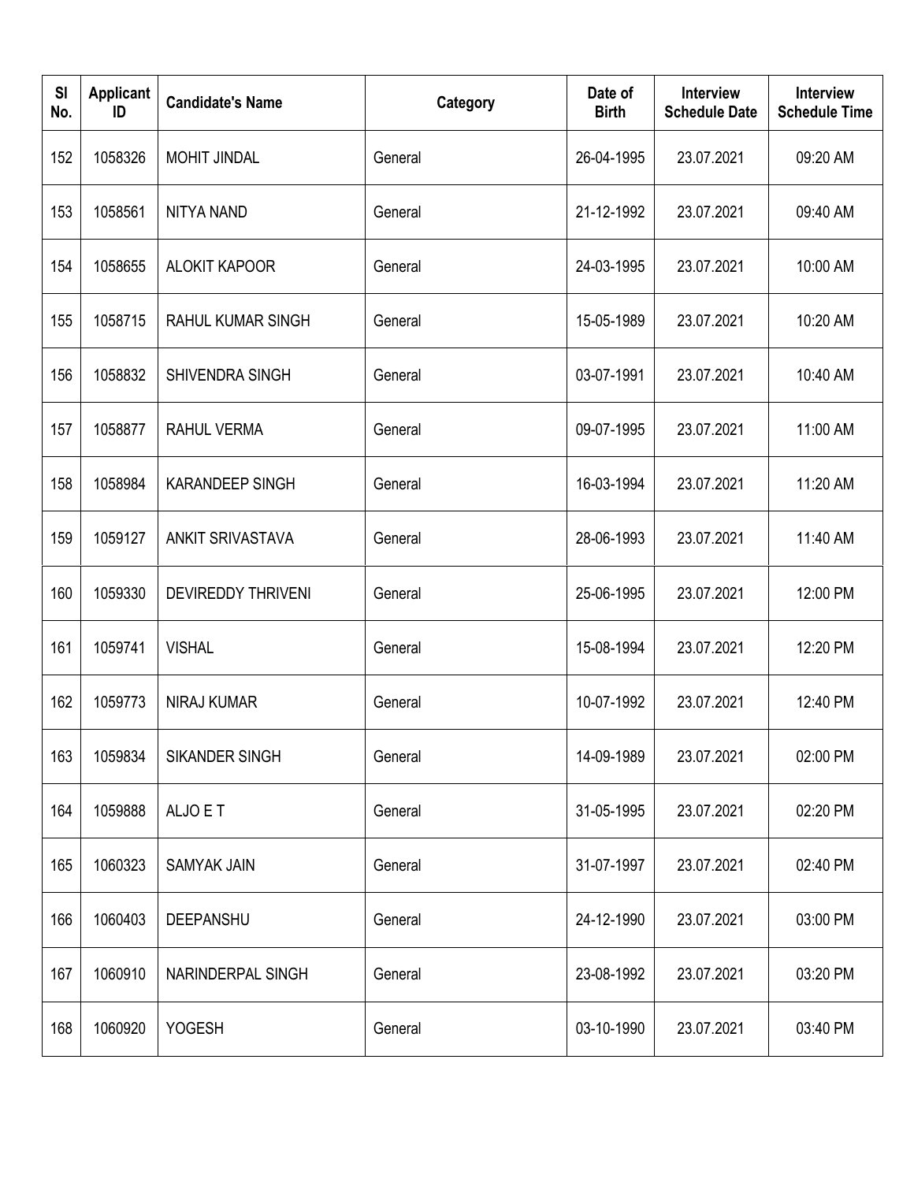| Sl No. | Applicant ID | Candidate's Name | Category | Date of Birth | Interview Schedule Date | Interview Schedule Time |
|---|---|---|---|---|---|---|
| 152 | 1058326 | MOHIT JINDAL | General | 26-04-1995 | 23.07.2021 | 09:20 AM |
| 153 | 1058561 | NITYA NAND | General | 21-12-1992 | 23.07.2021 | 09:40 AM |
| 154 | 1058655 | ALOKIT KAPOOR | General | 24-03-1995 | 23.07.2021 | 10:00 AM |
| 155 | 1058715 | RAHUL KUMAR SINGH | General | 15-05-1989 | 23.07.2021 | 10:20 AM |
| 156 | 1058832 | SHIVENDRA SINGH | General | 03-07-1991 | 23.07.2021 | 10:40 AM |
| 157 | 1058877 | RAHUL VERMA | General | 09-07-1995 | 23.07.2021 | 11:00 AM |
| 158 | 1058984 | KARANDEEP SINGH | General | 16-03-1994 | 23.07.2021 | 11:20 AM |
| 159 | 1059127 | ANKIT SRIVASTAVA | General | 28-06-1993 | 23.07.2021 | 11:40 AM |
| 160 | 1059330 | DEVIREDDY THRIVENI | General | 25-06-1995 | 23.07.2021 | 12:00 PM |
| 161 | 1059741 | VISHAL | General | 15-08-1994 | 23.07.2021 | 12:20 PM |
| 162 | 1059773 | NIRAJ KUMAR | General | 10-07-1992 | 23.07.2021 | 12:40 PM |
| 163 | 1059834 | SIKANDER SINGH | General | 14-09-1989 | 23.07.2021 | 02:00 PM |
| 164 | 1059888 | ALJO E T | General | 31-05-1995 | 23.07.2021 | 02:20 PM |
| 165 | 1060323 | SAMYAK JAIN | General | 31-07-1997 | 23.07.2021 | 02:40 PM |
| 166 | 1060403 | DEEPANSHU | General | 24-12-1990 | 23.07.2021 | 03:00 PM |
| 167 | 1060910 | NARINDERPAL SINGH | General | 23-08-1992 | 23.07.2021 | 03:20 PM |
| 168 | 1060920 | YOGESH | General | 03-10-1990 | 23.07.2021 | 03:40 PM |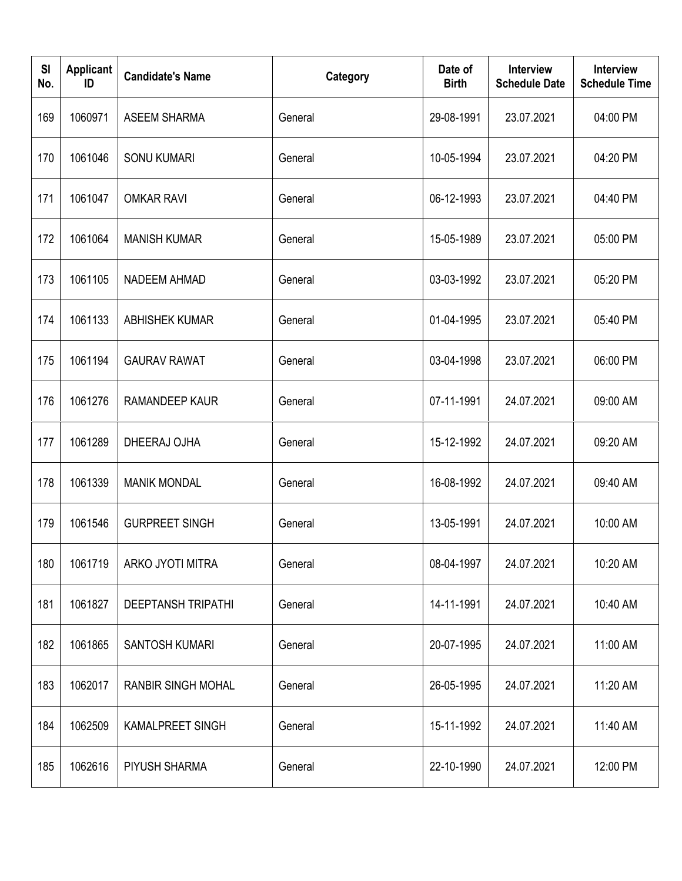| Sl No. | Applicant ID | Candidate's Name | Category | Date of Birth | Interview Schedule Date | Interview Schedule Time |
|---|---|---|---|---|---|---|
| 169 | 1060971 | ASEEM SHARMA | General | 29-08-1991 | 23.07.2021 | 04:00 PM |
| 170 | 1061046 | SONU KUMARI | General | 10-05-1994 | 23.07.2021 | 04:20 PM |
| 171 | 1061047 | OMKAR RAVI | General | 06-12-1993 | 23.07.2021 | 04:40 PM |
| 172 | 1061064 | MANISH KUMAR | General | 15-05-1989 | 23.07.2021 | 05:00 PM |
| 173 | 1061105 | NADEEM AHMAD | General | 03-03-1992 | 23.07.2021 | 05:20 PM |
| 174 | 1061133 | ABHISHEK KUMAR | General | 01-04-1995 | 23.07.2021 | 05:40 PM |
| 175 | 1061194 | GAURAV RAWAT | General | 03-04-1998 | 23.07.2021 | 06:00 PM |
| 176 | 1061276 | RAMANDEEP KAUR | General | 07-11-1991 | 24.07.2021 | 09:00 AM |
| 177 | 1061289 | DHEERAJ OJHA | General | 15-12-1992 | 24.07.2021 | 09:20 AM |
| 178 | 1061339 | MANIK MONDAL | General | 16-08-1992 | 24.07.2021 | 09:40 AM |
| 179 | 1061546 | GURPREET SINGH | General | 13-05-1991 | 24.07.2021 | 10:00 AM |
| 180 | 1061719 | ARKO JYOTI MITRA | General | 08-04-1997 | 24.07.2021 | 10:20 AM |
| 181 | 1061827 | DEEPTANSH TRIPATHI | General | 14-11-1991 | 24.07.2021 | 10:40 AM |
| 182 | 1061865 | SANTOSH KUMARI | General | 20-07-1995 | 24.07.2021 | 11:00 AM |
| 183 | 1062017 | RANBIR SINGH MOHAL | General | 26-05-1995 | 24.07.2021 | 11:20 AM |
| 184 | 1062509 | KAMALPREET SINGH | General | 15-11-1992 | 24.07.2021 | 11:40 AM |
| 185 | 1062616 | PIYUSH SHARMA | General | 22-10-1990 | 24.07.2021 | 12:00 PM |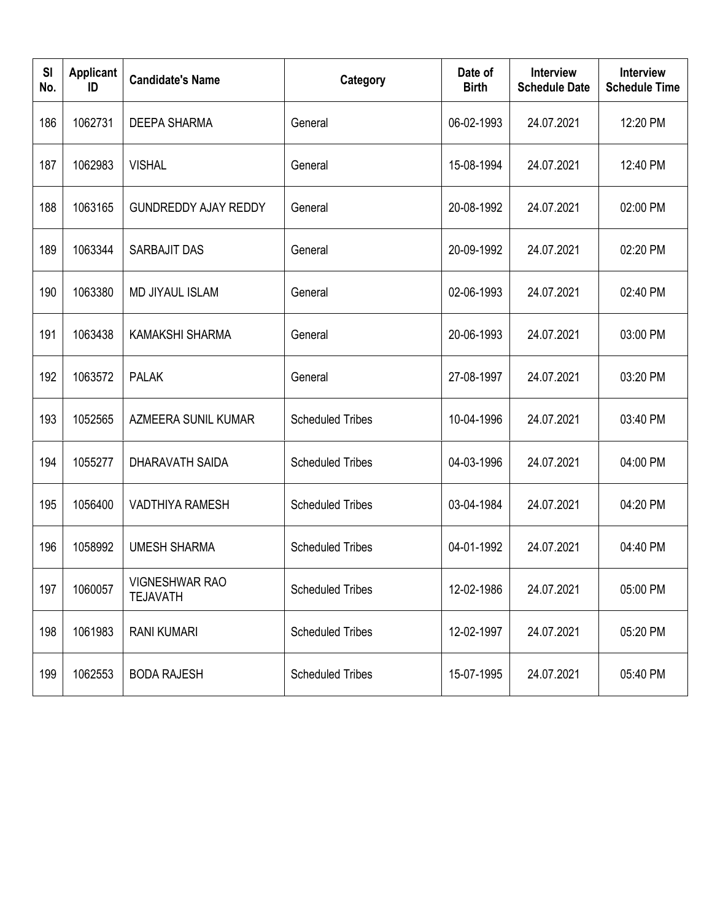| Sl No. | Applicant ID | Candidate's Name | Category | Date of Birth | Interview Schedule Date | Interview Schedule Time |
|---|---|---|---|---|---|---|
| 186 | 1062731 | DEEPA SHARMA | General | 06-02-1993 | 24.07.2021 | 12:20 PM |
| 187 | 1062983 | VISHAL | General | 15-08-1994 | 24.07.2021 | 12:40 PM |
| 188 | 1063165 | GUNDREDDY AJAY REDDY | General | 20-08-1992 | 24.07.2021 | 02:00 PM |
| 189 | 1063344 | SARBAJIT DAS | General | 20-09-1992 | 24.07.2021 | 02:20 PM |
| 190 | 1063380 | MD JIYAUL ISLAM | General | 02-06-1993 | 24.07.2021 | 02:40 PM |
| 191 | 1063438 | KAMAKSHI SHARMA | General | 20-06-1993 | 24.07.2021 | 03:00 PM |
| 192 | 1063572 | PALAK | General | 27-08-1997 | 24.07.2021 | 03:20 PM |
| 193 | 1052565 | AZMEERA SUNIL KUMAR | Scheduled Tribes | 10-04-1996 | 24.07.2021 | 03:40 PM |
| 194 | 1055277 | DHARAVATH SAIDA | Scheduled Tribes | 04-03-1996 | 24.07.2021 | 04:00 PM |
| 195 | 1056400 | VADTHIYA RAMESH | Scheduled Tribes | 03-04-1984 | 24.07.2021 | 04:20 PM |
| 196 | 1058992 | UMESH SHARMA | Scheduled Tribes | 04-01-1992 | 24.07.2021 | 04:40 PM |
| 197 | 1060057 | VIGNESHWAR RAO TEJAVATH | Scheduled Tribes | 12-02-1986 | 24.07.2021 | 05:00 PM |
| 198 | 1061983 | RANI KUMARI | Scheduled Tribes | 12-02-1997 | 24.07.2021 | 05:20 PM |
| 199 | 1062553 | BODA RAJESH | Scheduled Tribes | 15-07-1995 | 24.07.2021 | 05:40 PM |